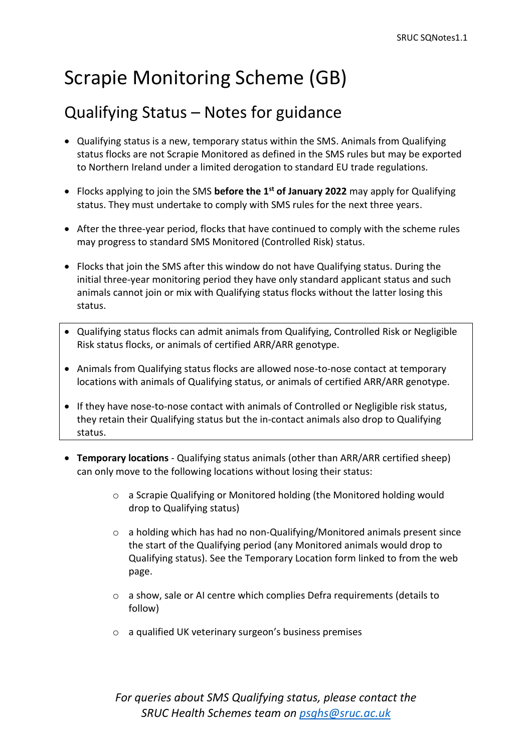# Scrapie Monitoring Scheme (GB)

## Qualifying Status – Notes for guidance

- Qualifying status is a new, temporary status within the SMS. Animals from Qualifying status flocks are not Scrapie Monitored as defined in the SMS rules but may be exported to Northern Ireland under a limited derogation to standard EU trade regulations.
- Flocks applying to join the SMS **before the 1st of January 2022** may apply for Qualifying status. They must undertake to comply with SMS rules for the next three years.
- After the three-year period, flocks that have continued to comply with the scheme rules may progress to standard SMS Monitored (Controlled Risk) status.
- Flocks that join the SMS after this window do not have Qualifying status. During the initial three-year monitoring period they have only standard applicant status and such animals cannot join or mix with Qualifying status flocks without the latter losing this status.
- Qualifying status flocks can admit animals from Qualifying, Controlled Risk or Negligible Risk status flocks, or animals of certified ARR/ARR genotype.
- Animals from Qualifying status flocks are allowed nose-to-nose contact at temporary locations with animals of Qualifying status, or animals of certified ARR/ARR genotype.
- If they have nose-to-nose contact with animals of Controlled or Negligible risk status, they retain their Qualifying status but the in-contact animals also drop to Qualifying status.
- **Temporary locations** - Qualifying status animals (other than ARR/ARR certified sheep) can only move to the following locations without losing their status:
  - a Scrapie Qualifying or Monitored holding (the Monitored holding would drop to Qualifying status)
  - a holding which has had no non-Qualifying/Monitored animals present since the start of the Qualifying period (any Monitored animals would drop to Qualifying status). See the Temporary Location form linked to from the web page.
  - a show, sale or AI centre which complies Defra requirements (details to follow)
  - a qualified UK veterinary surgeon's business premises

*For queries about SMS Qualifying status, please contact the SRUC Health Schemes team on [psghs@sruc.ac.uk](mailto:psghs@sruc.ac.uk)*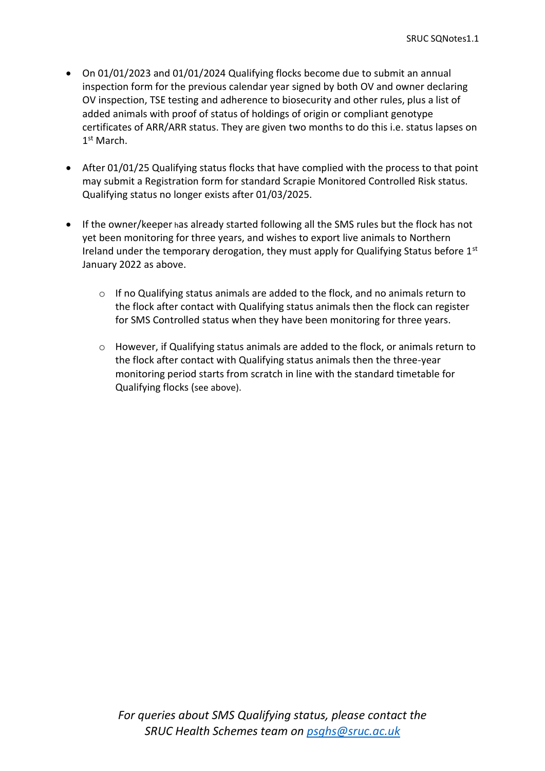- On 01/01/2023 and 01/01/2024 Qualifying flocks become due to submit an annual inspection form for the previous calendar year signed by both OV and owner declaring OV inspection, TSE testing and adherence to biosecurity and other rules, plus a list of added animals with proof of status of holdings of origin or compliant genotype certificates of ARR/ARR status. They are given two months to do this i.e. status lapses on 1st March.

- After 01/01/25 Qualifying status flocks that have complied with the process to that point may submit a Registration form for standard Scrapie Monitored Controlled Risk status. Qualifying status no longer exists after 01/03/2025.

- If the owner/keeper has already started following all the SMS rules but the flock has not yet been monitoring for three years, and wishes to export live animals to Northern Ireland under the temporary derogation, they must apply for Qualifying Status before 1st January 2022 as above.

  - If no Qualifying status animals are added to the flock, and no animals return to the flock after contact with Qualifying status animals then the flock can register for SMS Controlled status when they have been monitoring for three years.

  - However, if Qualifying status animals are added to the flock, or animals return to the flock after contact with Qualifying status animals then the three-year monitoring period starts from scratch in line with the standard timetable for Qualifying flocks (see above).

*For queries about SMS Qualifying status, please contact the SRUC Health Schemes team on [psghs@sruc.ac.uk](mailto:psghs@sruc.ac.uk)*